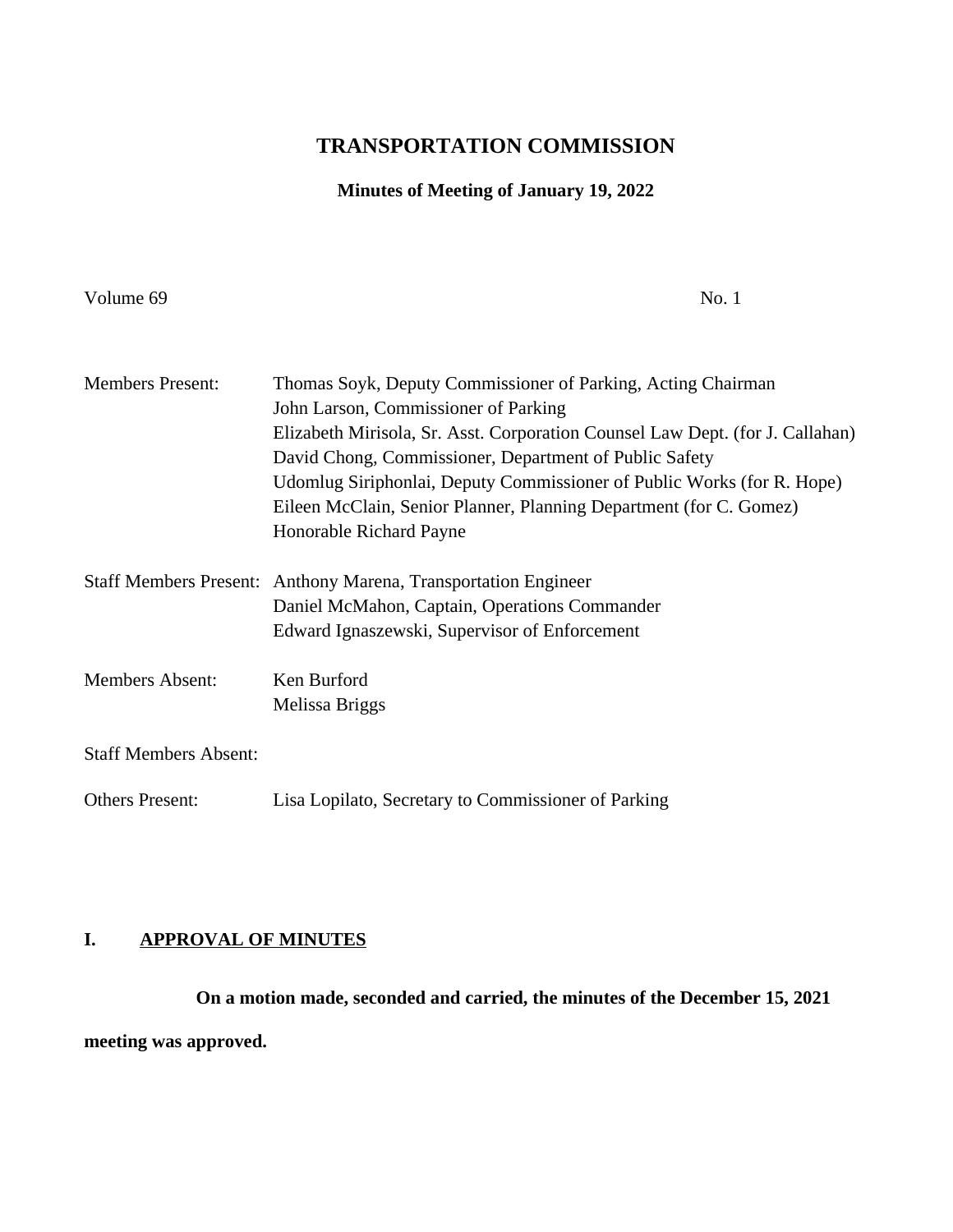# TRANSPORTATION COMMISSION

**Minutes of Meeting of January 19, 2022**

Volume 69 No. 1

| | |
|---|---|
| Members Present: | Thomas Soyk, Deputy Commissioner of Parking, Acting Chairman<br>John Larson, Commissioner of Parking<br>Elizabeth Mirisola, Sr. Asst. Corporation Counsel Law Dept. (for J. Callahan)<br>David Chong, Commissioner, Department of Public Safety<br>Udomlug Siriphonlai, Deputy Commissioner of Public Works (for R. Hope)<br>Eileen McClain, Senior Planner, Planning Department (for C. Gomez)<br>Honorable Richard Payne |
| Staff Members Present: | Anthony Marena, Transportation Engineer<br>Daniel McMahon, Captain, Operations Commander<br>Edward Ignaszewski, Supervisor of Enforcement |
| Members Absent: | Ken Burford<br>Melissa Briggs |
| Staff Members Absent: | |
| Others Present: | Lisa Lopilato, Secretary to Commissioner of Parking |

## I. APPROVAL OF MINUTES

**On a motion made, seconded and carried, the minutes of the December 15, 2021 meeting was approved.**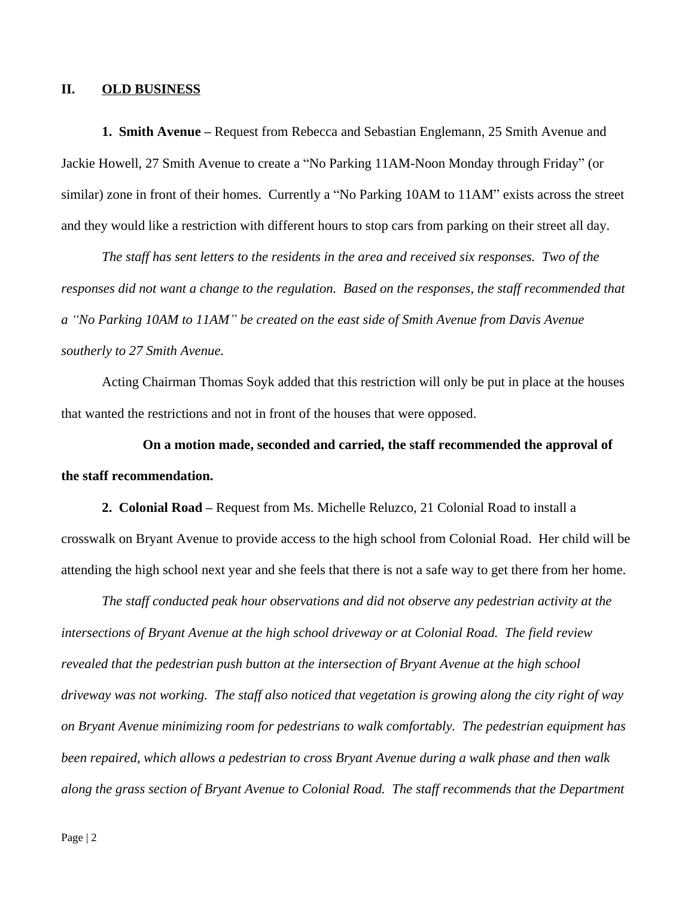## II. OLD BUSINESS

**1. Smith Avenue** – Request from Rebecca and Sebastian Englemann, 25 Smith Avenue and Jackie Howell, 27 Smith Avenue to create a "No Parking 11AM-Noon Monday through Friday" (or similar) zone in front of their homes. Currently a "No Parking 10AM to 11AM" exists across the street and they would like a restriction with different hours to stop cars from parking on their street all day.

*The staff has sent letters to the residents in the area and received six responses. Two of the responses did not want a change to the regulation. Based on the responses, the staff recommended that a "No Parking 10AM to 11AM" be created on the east side of Smith Avenue from Davis Avenue southerly to 27 Smith Avenue.*

Acting Chairman Thomas Soyk added that this restriction will only be put in place at the houses that wanted the restrictions and not in front of the houses that were opposed.

**On a motion made, seconded and carried, the staff recommended the approval of the staff recommendation.**

**2. Colonial Road** – Request from Ms. Michelle Reluzco, 21 Colonial Road to install a crosswalk on Bryant Avenue to provide access to the high school from Colonial Road. Her child will be attending the high school next year and she feels that there is not a safe way to get there from her home.

*The staff conducted peak hour observations and did not observe any pedestrian activity at the intersections of Bryant Avenue at the high school driveway or at Colonial Road. The field review revealed that the pedestrian push button at the intersection of Bryant Avenue at the high school driveway was not working. The staff also noticed that vegetation is growing along the city right of way on Bryant Avenue minimizing room for pedestrians to walk comfortably. The pedestrian equipment has been repaired, which allows a pedestrian to cross Bryant Avenue during a walk phase and then walk along the grass section of Bryant Avenue to Colonial Road. The staff recommends that the Department*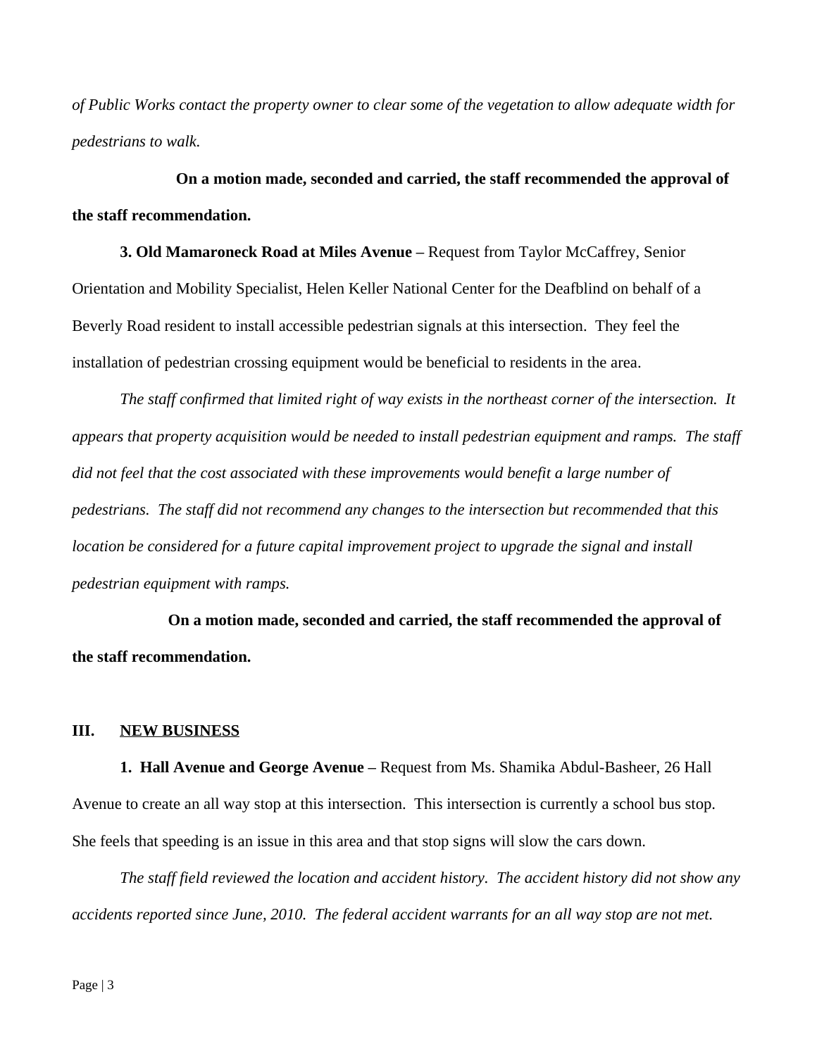*of Public Works contact the property owner to clear some of the vegetation to allow adequate width for pedestrians to walk.*

**On a motion made, seconded and carried, the staff recommended the approval of the staff recommendation.**

**3. Old Mamaroneck Road at Miles Avenue –** Request from Taylor McCaffrey, Senior Orientation and Mobility Specialist, Helen Keller National Center for the Deafblind on behalf of a Beverly Road resident to install accessible pedestrian signals at this intersection. They feel the installation of pedestrian crossing equipment would be beneficial to residents in the area.

*The staff confirmed that limited right of way exists in the northeast corner of the intersection. It appears that property acquisition would be needed to install pedestrian equipment and ramps. The staff did not feel that the cost associated with these improvements would benefit a large number of pedestrians. The staff did not recommend any changes to the intersection but recommended that this location be considered for a future capital improvement project to upgrade the signal and install pedestrian equipment with ramps.*

**On a motion made, seconded and carried, the staff recommended the approval of the staff recommendation.**

## III. NEW BUSINESS

**1. Hall Avenue and George Avenue –** Request from Ms. Shamika Abdul-Basheer, 26 Hall Avenue to create an all way stop at this intersection. This intersection is currently a school bus stop. She feels that speeding is an issue in this area and that stop signs will slow the cars down.

*The staff field reviewed the location and accident history. The accident history did not show any accidents reported since June, 2010. The federal accident warrants for an all way stop are not met.*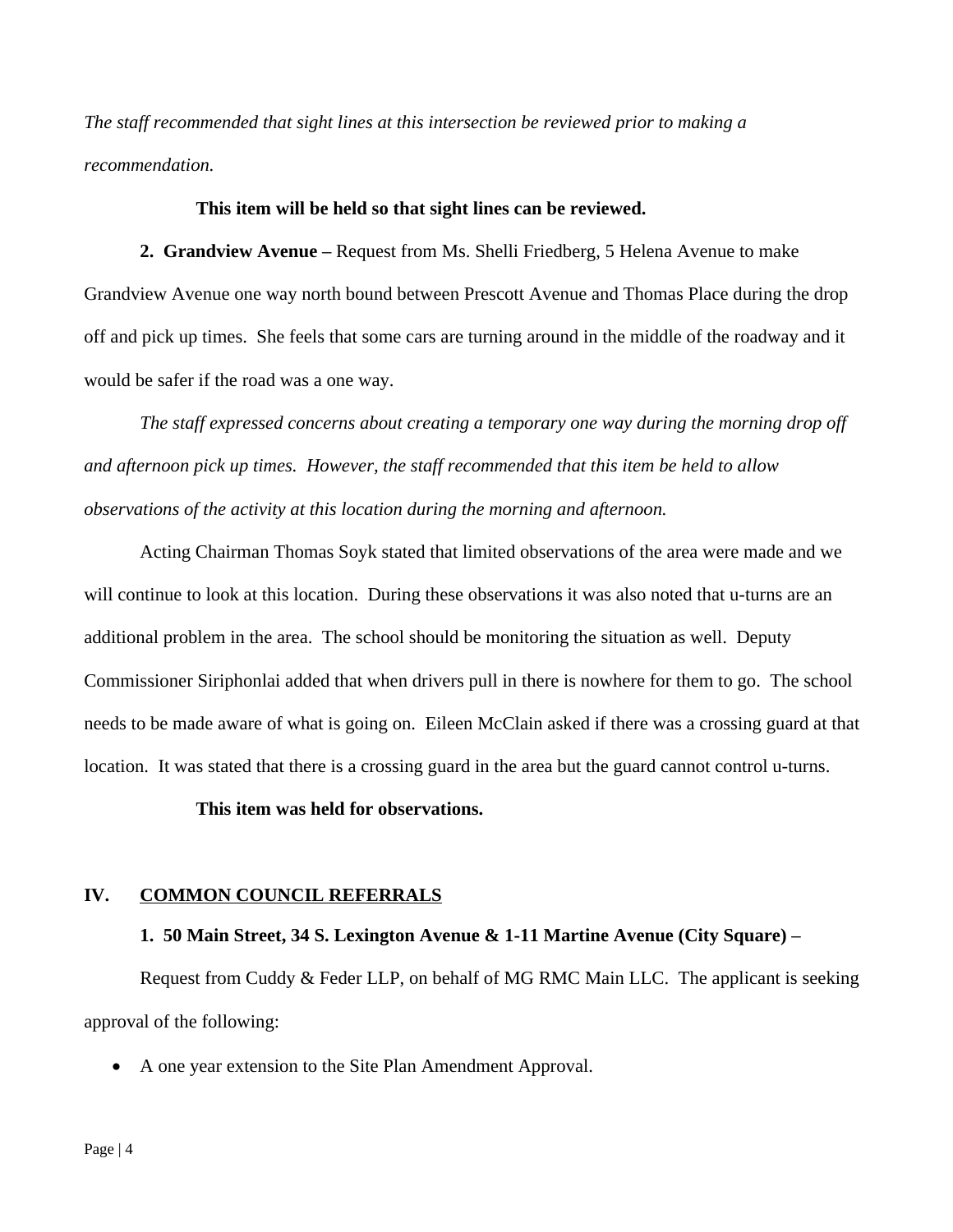*The staff recommended that sight lines at this intersection be reviewed prior to making a recommendation.*

**This item will be held so that sight lines can be reviewed.**

**2. Grandview Avenue –** Request from Ms. Shelli Friedberg, 5 Helena Avenue to make Grandview Avenue one way north bound between Prescott Avenue and Thomas Place during the drop off and pick up times. She feels that some cars are turning around in the middle of the roadway and it would be safer if the road was a one way.

*The staff expressed concerns about creating a temporary one way during the morning drop off and afternoon pick up times. However, the staff recommended that this item be held to allow observations of the activity at this location during the morning and afternoon.*

Acting Chairman Thomas Soyk stated that limited observations of the area were made and we will continue to look at this location. During these observations it was also noted that u-turns are an additional problem in the area. The school should be monitoring the situation as well. Deputy Commissioner Siriphonlai added that when drivers pull in there is nowhere for them to go. The school needs to be made aware of what is going on. Eileen McClain asked if there was a crossing guard at that location. It was stated that there is a crossing guard in the area but the guard cannot control u-turns.

**This item was held for observations.**

## IV. COMMON COUNCIL REFERRALS

**1. 50 Main Street, 34 S. Lexington Avenue & 1-11 Martine Avenue (City Square) –**

Request from Cuddy & Feder LLP, on behalf of MG RMC Main LLC. The applicant is seeking approval of the following:

- A one year extension to the Site Plan Amendment Approval.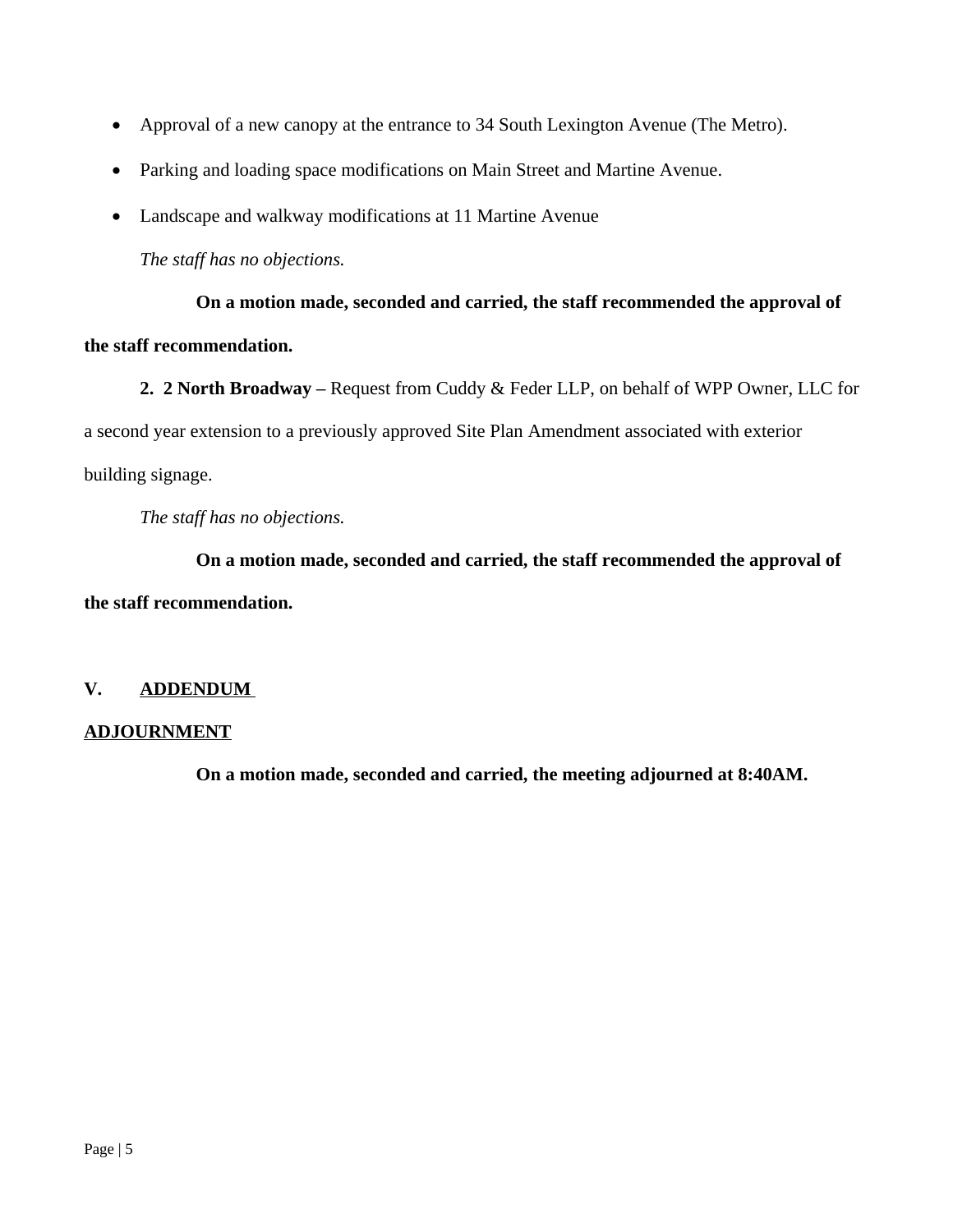- Approval of a new canopy at the entrance to 34 South Lexington Avenue (The Metro).
- Parking and loading space modifications on Main Street and Martine Avenue.
- Landscape and walkway modifications at 11 Martine Avenue

*The staff has no objections.*

**On a motion made, seconded and carried, the staff recommended the approval of the staff recommendation.**

**2. 2 North Broadway –** Request from Cuddy & Feder LLP, on behalf of WPP Owner, LLC for a second year extension to a previously approved Site Plan Amendment associated with exterior building signage.

*The staff has no objections.*

**On a motion made, seconded and carried, the staff recommended the approval of the staff recommendation.**

## V. ADDENDUM

## ADJOURNMENT

**On a motion made, seconded and carried, the meeting adjourned at 8:40AM.**